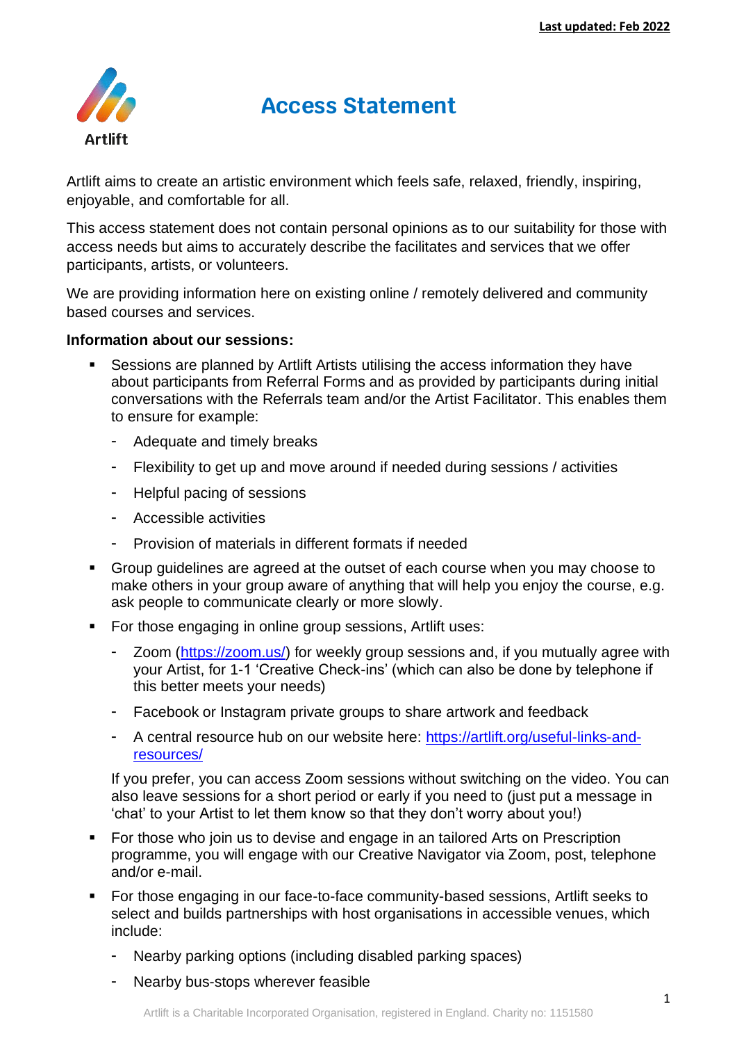**Last updated: Feb 2022**

Artlift

# Access Statement

Artlift aims to create an artistic environment which feels safe, relaxed, friendly, inspiring, enjoyable, and comfortable for all.

This access statement does not contain personal opinions as to our suitability for those with access needs but aims to accurately describe the facilitates and services that we offer participants, artists, or volunteers.

We are providing information here on existing online / remotely delivered and community based courses and services.

**Information about our sessions:**

- Sessions are planned by Artlift Artists utilising the access information they have about participants from Referral Forms and as provided by participants during initial conversations with the Referrals team and/or the Artist Facilitator. This enables them to ensure for example:
    - Adequate and timely breaks
    - Flexibility to get up and move around if needed during sessions / activities
    - Helpful pacing of sessions
    - Accessible activities
    - Provision of materials in different formats if needed
- Group guidelines are agreed at the outset of each course when you may choose to make others in your group aware of anything that will help you enjoy the course, e.g. ask people to communicate clearly or more slowly.
- For those engaging in online group sessions, Artlift uses:
    - Zoom ([https://zoom.us/](https://zoom.us/)) for weekly group sessions and, if you mutually agree with your Artist, for 1-1 'Creative Check-ins' (which can also be done by telephone if this better meets your needs)
    - Facebook or Instagram private groups to share artwork and feedback
    - A central resource hub on our website here: [https://artlift.org/useful-links-and-resources/](https://artlift.org/useful-links-and-resources/)

  If you prefer, you can access Zoom sessions without switching on the video. You can also leave sessions for a short period or early if you need to (just put a message in 'chat' to your Artist to let them know so that they don't worry about you!)
- For those who join us to devise and engage in an tailored Arts on Prescription programme, you will engage with our Creative Navigator via Zoom, post, telephone and/or e-mail.
- For those engaging in our face-to-face community-based sessions, Artlift seeks to select and builds partnerships with host organisations in accessible venues, which include:
    - Nearby parking options (including disabled parking spaces)
    - Nearby bus-stops wherever feasible

Artlift is a Charitable Incorporated Organisation, registered in England. Charity no: 1151580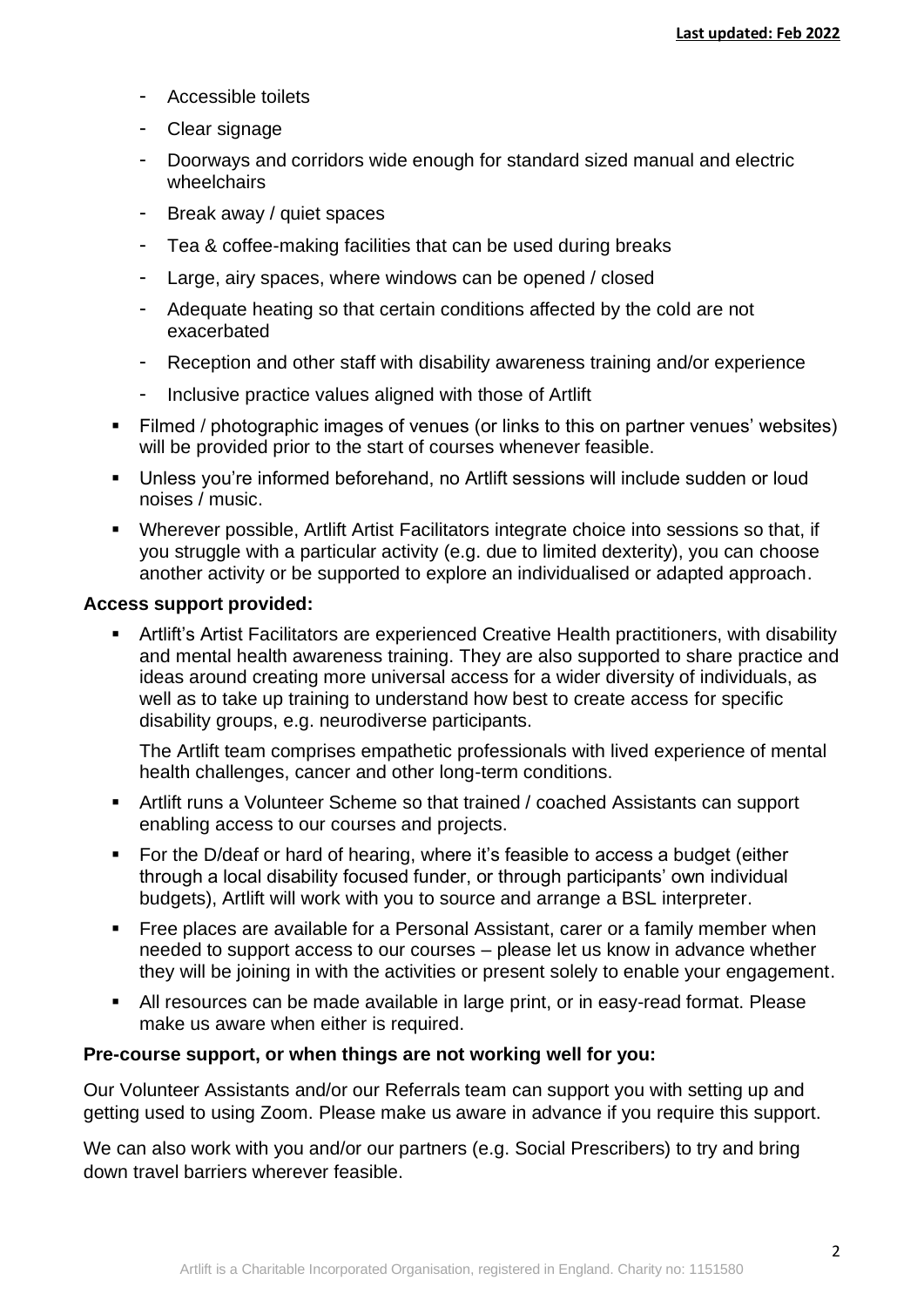- Accessible toilets
  - Clear signage
  - Doorways and corridors wide enough for standard sized manual and electric wheelchairs
  - Break away / quiet spaces
  - Tea & coffee-making facilities that can be used during breaks
  - Large, airy spaces, where windows can be opened / closed
  - Adequate heating so that certain conditions affected by the cold are not exacerbated
  - Reception and other staff with disability awareness training and/or experience
  - Inclusive practice values aligned with those of Artlift
- Filmed / photographic images of venues (or links to this on partner venues' websites) will be provided prior to the start of courses whenever feasible.
- Unless you're informed beforehand, no Artlift sessions will include sudden or loud noises / music.
- Wherever possible, Artlift Artist Facilitators integrate choice into sessions so that, if you struggle with a particular activity (e.g. due to limited dexterity), you can choose another activity or be supported to explore an individualised or adapted approach.

**Access support provided:**

- Artlift's Artist Facilitators are experienced Creative Health practitioners, with disability and mental health awareness training. They are also supported to share practice and ideas around creating more universal access for a wider diversity of individuals, as well as to take up training to understand how best to create access for specific disability groups, e.g. neurodiverse participants.

  The Artlift team comprises empathetic professionals with lived experience of mental health challenges, cancer and other long-term conditions.
- Artlift runs a Volunteer Scheme so that trained / coached Assistants can support enabling access to our courses and projects.
- For the D/deaf or hard of hearing, where it's feasible to access a budget (either through a local disability focused funder, or through participants' own individual budgets), Artlift will work with you to source and arrange a BSL interpreter.
- Free places are available for a Personal Assistant, carer or a family member when needed to support access to our courses – please let us know in advance whether they will be joining in with the activities or present solely to enable your engagement.
- All resources can be made available in large print, or in easy-read format. Please make us aware when either is required.

**Pre-course support, or when things are not working well for you:**

Our Volunteer Assistants and/or our Referrals team can support you with setting up and getting used to using Zoom. Please make us aware in advance if you require this support.

We can also work with you and/or our partners (e.g. Social Prescribers) to try and bring down travel barriers wherever feasible.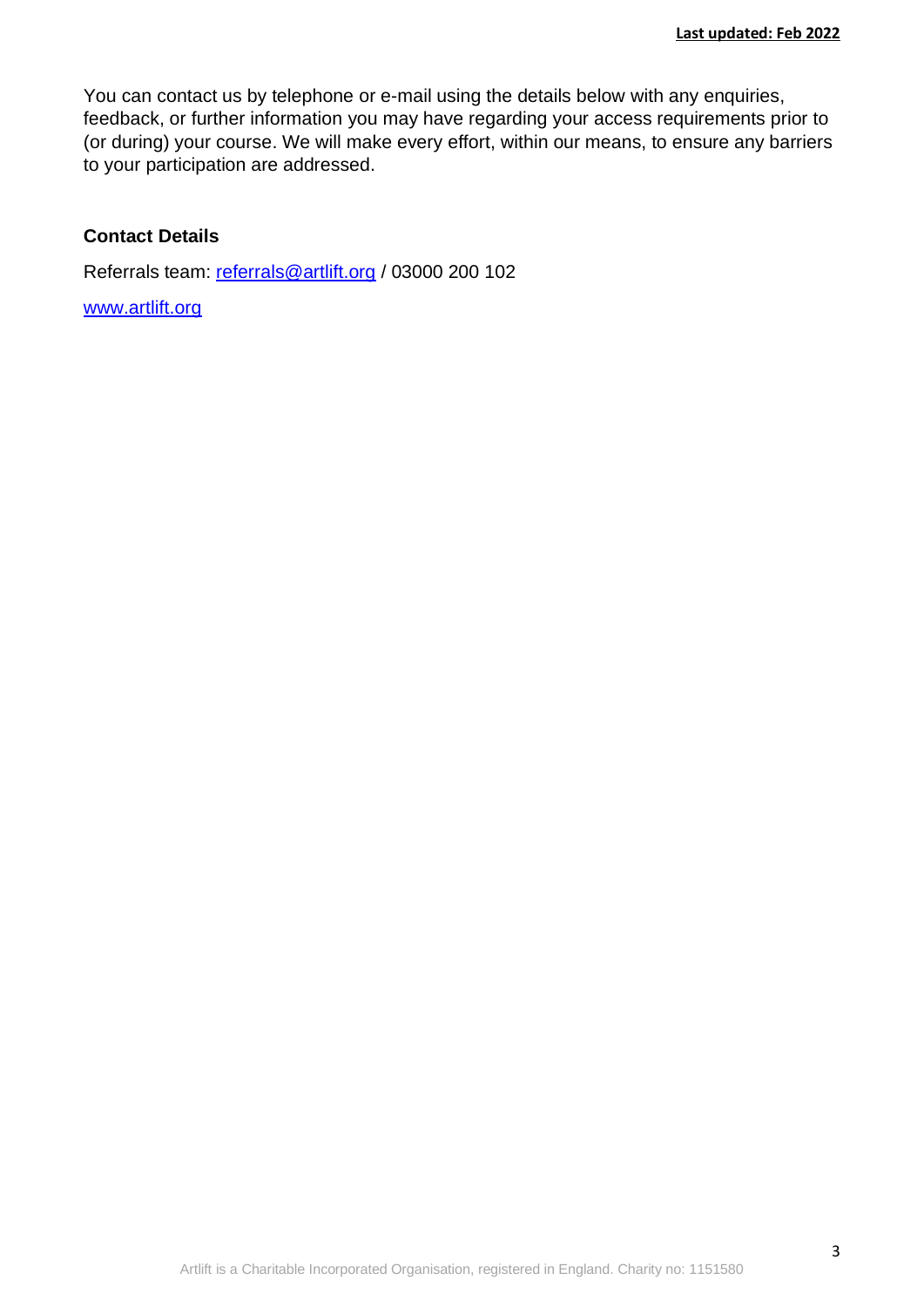You can contact us by telephone or e-mail using the details below with any enquiries, feedback, or further information you may have regarding your access requirements prior to (or during) your course. We will make every effort, within our means, to ensure any barriers to your participation are addressed.

**Contact Details**

Referrals team: referrals@artlift.org / 03000 200 102

www.artlift.org